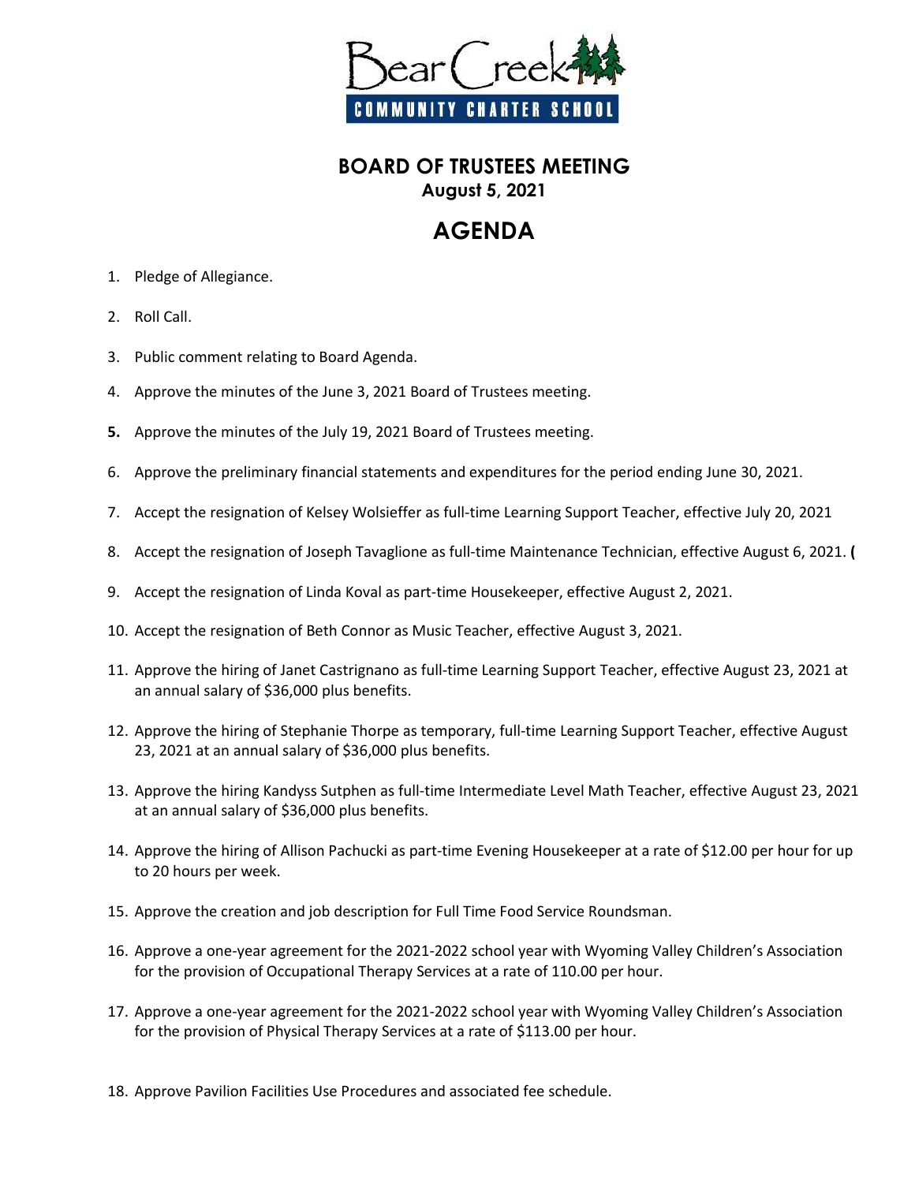Bear Creek
COMMUNITY CHARTER SCHOOL

## BOARD OF TRUSTEES MEETING
**August 5, 2021**

# AGENDA

1. Pledge of Allegiance.
2. Roll Call.
3. Public comment relating to Board Agenda.
4. Approve the minutes of the June 3, 2021 Board of Trustees meeting.
5. Approve the minutes of the July 19, 2021 Board of Trustees meeting.
6. Approve the preliminary financial statements and expenditures for the period ending June 30, 2021.
7. Accept the resignation of Kelsey Wolsieffer as full-time Learning Support Teacher, effective July 20, 2021
8. Accept the resignation of Joseph Tavaglione as full-time Maintenance Technician, effective August 6, 2021. **(**
9. Accept the resignation of Linda Koval as part-time Housekeeper, effective August 2, 2021.
10. Accept the resignation of Beth Connor as Music Teacher, effective August 3, 2021.
11. Approve the hiring of Janet Castrignano as full-time Learning Support Teacher, effective August 23, 2021 at an annual salary of $36,000 plus benefits.
12. Approve the hiring of Stephanie Thorpe as temporary, full-time Learning Support Teacher, effective August 23, 2021 at an annual salary of $36,000 plus benefits.
13. Approve the hiring Kandyss Sutphen as full-time Intermediate Level Math Teacher, effective August 23, 2021 at an annual salary of $36,000 plus benefits.
14. Approve the hiring of Allison Pachucki as part-time Evening Housekeeper at a rate of $12.00 per hour for up to 20 hours per week.
15. Approve the creation and job description for Full Time Food Service Roundsman.
16. Approve a one-year agreement for the 2021-2022 school year with Wyoming Valley Children's Association for the provision of Occupational Therapy Services at a rate of 110.00 per hour.
17. Approve a one-year agreement for the 2021-2022 school year with Wyoming Valley Children's Association for the provision of Physical Therapy Services at a rate of $113.00 per hour.
18. Approve Pavilion Facilities Use Procedures and associated fee schedule.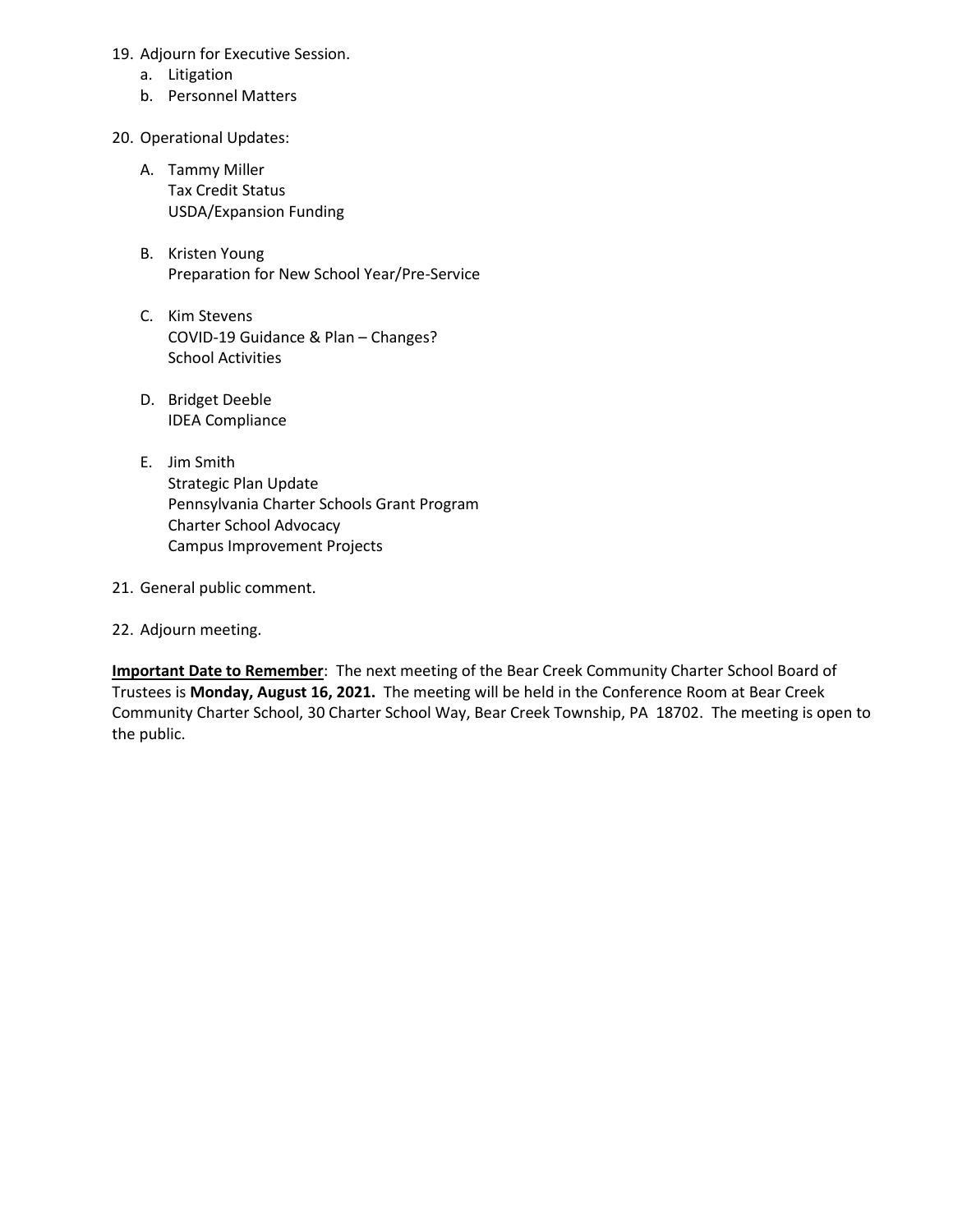19. Adjourn for Executive Session.
    a. Litigation
    b. Personnel Matters

20. Operational Updates:

    A. Tammy Miller
       Tax Credit Status
       USDA/Expansion Funding

    B. Kristen Young
       Preparation for New School Year/Pre-Service

    C. Kim Stevens
       COVID-19 Guidance & Plan – Changes?
       School Activities

    D. Bridget Deeble
       IDEA Compliance

    E. Jim Smith
       Strategic Plan Update
       Pennsylvania Charter Schools Grant Program
       Charter School Advocacy
       Campus Improvement Projects

21. General public comment.

22. Adjourn meeting.

**Important Date to Remember**: The next meeting of the Bear Creek Community Charter School Board of Trustees is **Monday, August 16, 2021.** The meeting will be held in the Conference Room at Bear Creek Community Charter School, 30 Charter School Way, Bear Creek Township, PA 18702. The meeting is open to the public.